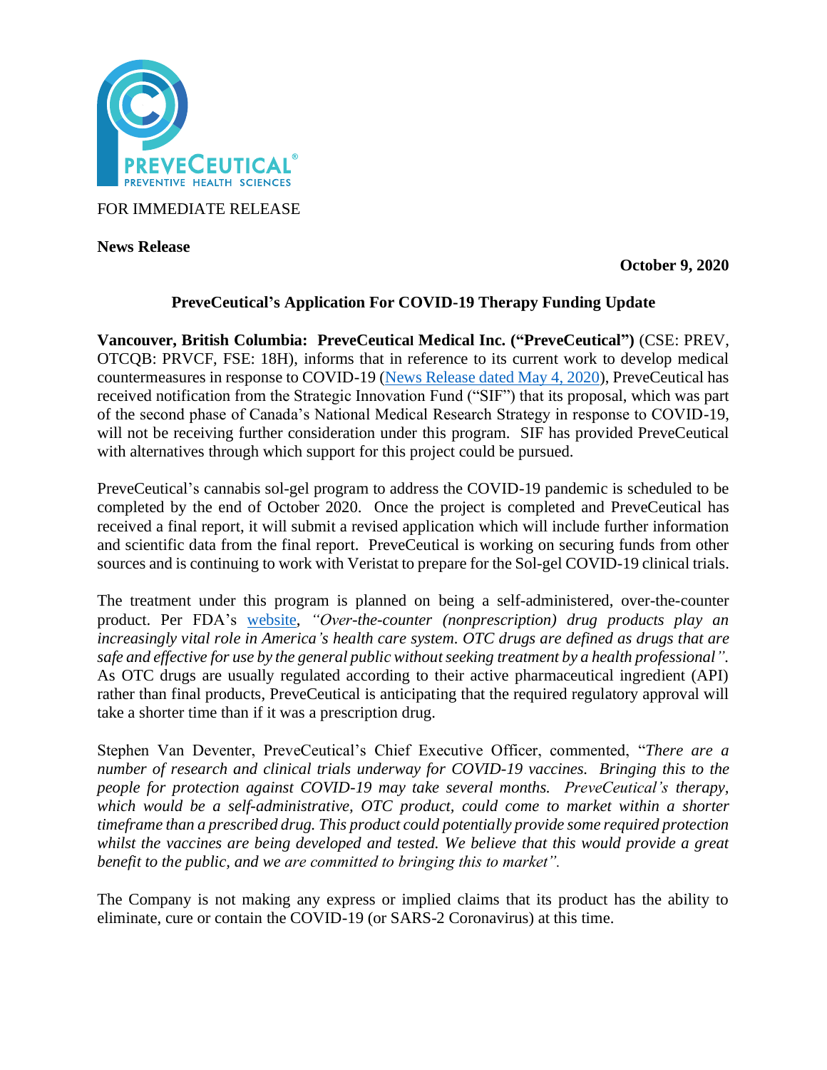FOR IMMEDIATE RELEASE

**News Release**

**October 9, 2020**

## PreveCeutical's Application For COVID-19 Therapy Funding Update

**Vancouver, British Columbia: PreveCeutical Medical Inc. ("PreveCeutical")** (CSE: PREV, OTCQB: PRVCF, FSE: 18H), informs that in reference to its current work to develop medical countermeasures in response to COVID-19 (News Release dated May 4, 2020), PreveCeutical has received notification from the Strategic Innovation Fund ("SIF") that its proposal, which was part of the second phase of Canada's National Medical Research Strategy in response to COVID-19, will not be receiving further consideration under this program. SIF has provided PreveCeutical with alternatives through which support for this project could be pursued.

PreveCeutical's cannabis sol-gel program to address the COVID-19 pandemic is scheduled to be completed by the end of October 2020. Once the project is completed and PreveCeutical has received a final report, it will submit a revised application which will include further information and scientific data from the final report. PreveCeutical is working on securing funds from other sources and is continuing to work with Veristat to prepare for the Sol-gel COVID-19 clinical trials.

The treatment under this program is planned on being a self-administered, over-the-counter product. Per FDA's website, *"Over-the-counter (nonprescription) drug products play an increasingly vital role in America's health care system. OTC drugs are defined as drugs that are safe and effective for use by the general public without seeking treatment by a health professional".* As OTC drugs are usually regulated according to their active pharmaceutical ingredient (API) rather than final products, PreveCeutical is anticipating that the required regulatory approval will take a shorter time than if it was a prescription drug.

Stephen Van Deventer, PreveCeutical's Chief Executive Officer, commented, "*There are a number of research and clinical trials underway for COVID-19 vaccines. Bringing this to the people for protection against COVID-19 may take several months. PreveCeutical's therapy, which would be a self-administrative, OTC product, could come to market within a shorter timeframe than a prescribed drug. This product could potentially provide some required protection whilst the vaccines are being developed and tested. We believe that this would provide a great benefit to the public, and we are committed to bringing this to market".*

The Company is not making any express or implied claims that its product has the ability to eliminate, cure or contain the COVID-19 (or SARS-2 Coronavirus) at this time.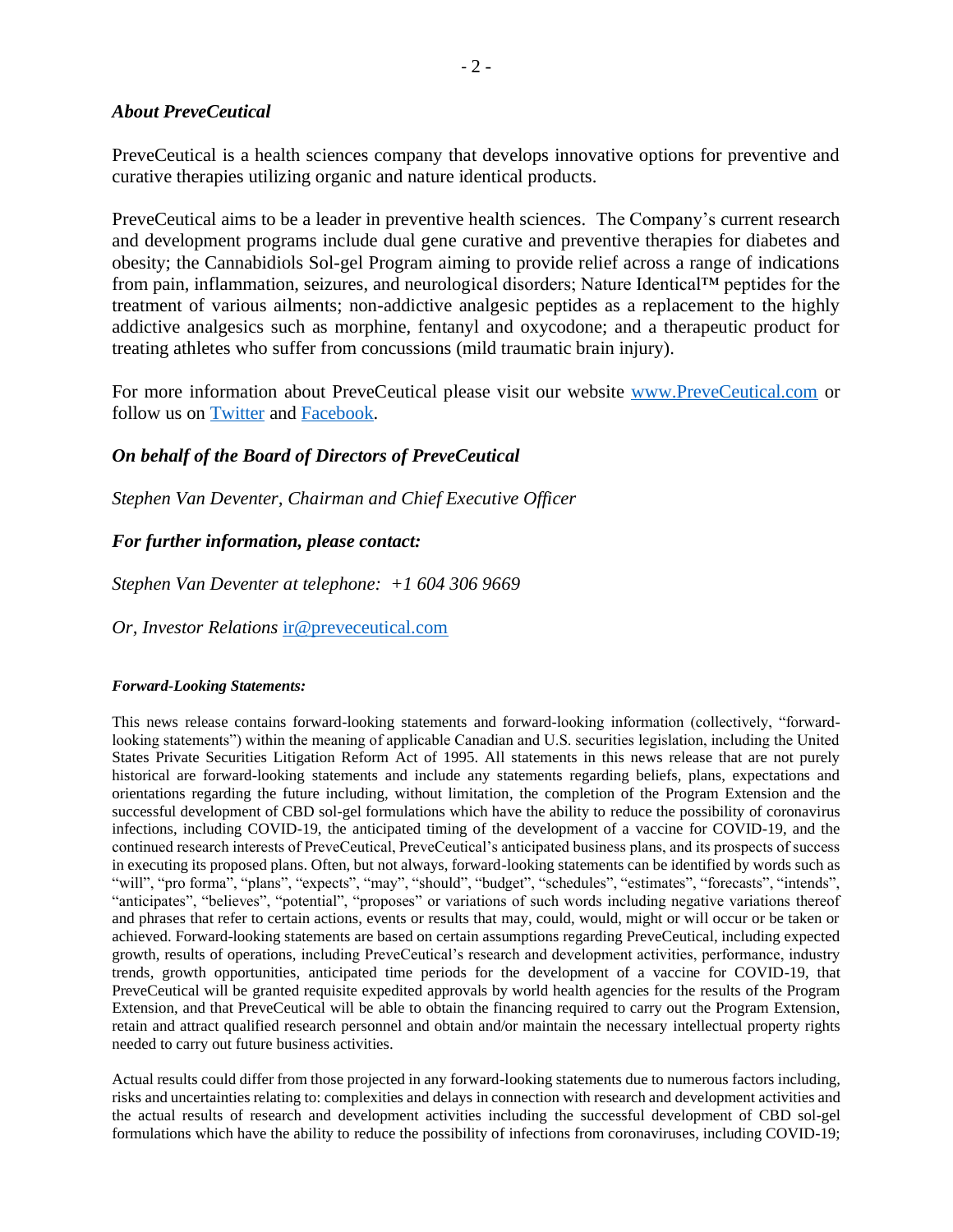### *About PreveCeutical*

PreveCeutical is a health sciences company that develops innovative options for preventive and curative therapies utilizing organic and nature identical products.

PreveCeutical aims to be a leader in preventive health sciences. The Company's current research and development programs include dual gene curative and preventive therapies for diabetes and obesity; the Cannabidiols Sol-gel Program aiming to provide relief across a range of indications from pain, inflammation, seizures, and neurological disorders; Nature Identical™ peptides for the treatment of various ailments; non-addictive analgesic peptides as a replacement to the highly addictive analgesics such as morphine, fentanyl and oxycodone; and a therapeutic product for treating athletes who suffer from concussions (mild traumatic brain injury).

For more information about PreveCeutical please visit our website [www.PreveCeutical.com](www.PreveCeutical.com) or follow us on [Twitter]() and [Facebook]().

### *On behalf of the Board of Directors of PreveCeutical*

*Stephen Van Deventer, Chairman and Chief Executive Officer*

### *For further information, please contact:*

*Stephen Van Deventer at telephone: +1 604 306 9669*

*Or, Investor Relations* [ir@preveceutical.com](mailto:ir@preveceutical.com)

***Forward-Looking Statements:***

This news release contains forward-looking statements and forward-looking information (collectively, "forward-looking statements") within the meaning of applicable Canadian and U.S. securities legislation, including the United States Private Securities Litigation Reform Act of 1995. All statements in this news release that are not purely historical are forward-looking statements and include any statements regarding beliefs, plans, expectations and orientations regarding the future including, without limitation, the completion of the Program Extension and the successful development of CBD sol-gel formulations which have the ability to reduce the possibility of coronavirus infections, including COVID-19, the anticipated timing of the development of a vaccine for COVID-19, and the continued research interests of PreveCeutical, PreveCeutical's anticipated business plans, and its prospects of success in executing its proposed plans. Often, but not always, forward-looking statements can be identified by words such as "will", "pro forma", "plans", "expects", "may", "should", "budget", "schedules", "estimates", "forecasts", "intends", "anticipates", "believes", "potential", "proposes" or variations of such words including negative variations thereof and phrases that refer to certain actions, events or results that may, could, would, might or will occur or be taken or achieved. Forward-looking statements are based on certain assumptions regarding PreveCeutical, including expected growth, results of operations, including PreveCeutical's research and development activities, performance, industry trends, growth opportunities, anticipated time periods for the development of a vaccine for COVID-19, that PreveCeutical will be granted requisite expedited approvals by world health agencies for the results of the Program Extension, and that PreveCeutical will be able to obtain the financing required to carry out the Program Extension, retain and attract qualified research personnel and obtain and/or maintain the necessary intellectual property rights needed to carry out future business activities.

Actual results could differ from those projected in any forward-looking statements due to numerous factors including, risks and uncertainties relating to: complexities and delays in connection with research and development activities and the actual results of research and development activities including the successful development of CBD sol-gel formulations which have the ability to reduce the possibility of infections from coronaviruses, including COVID-19;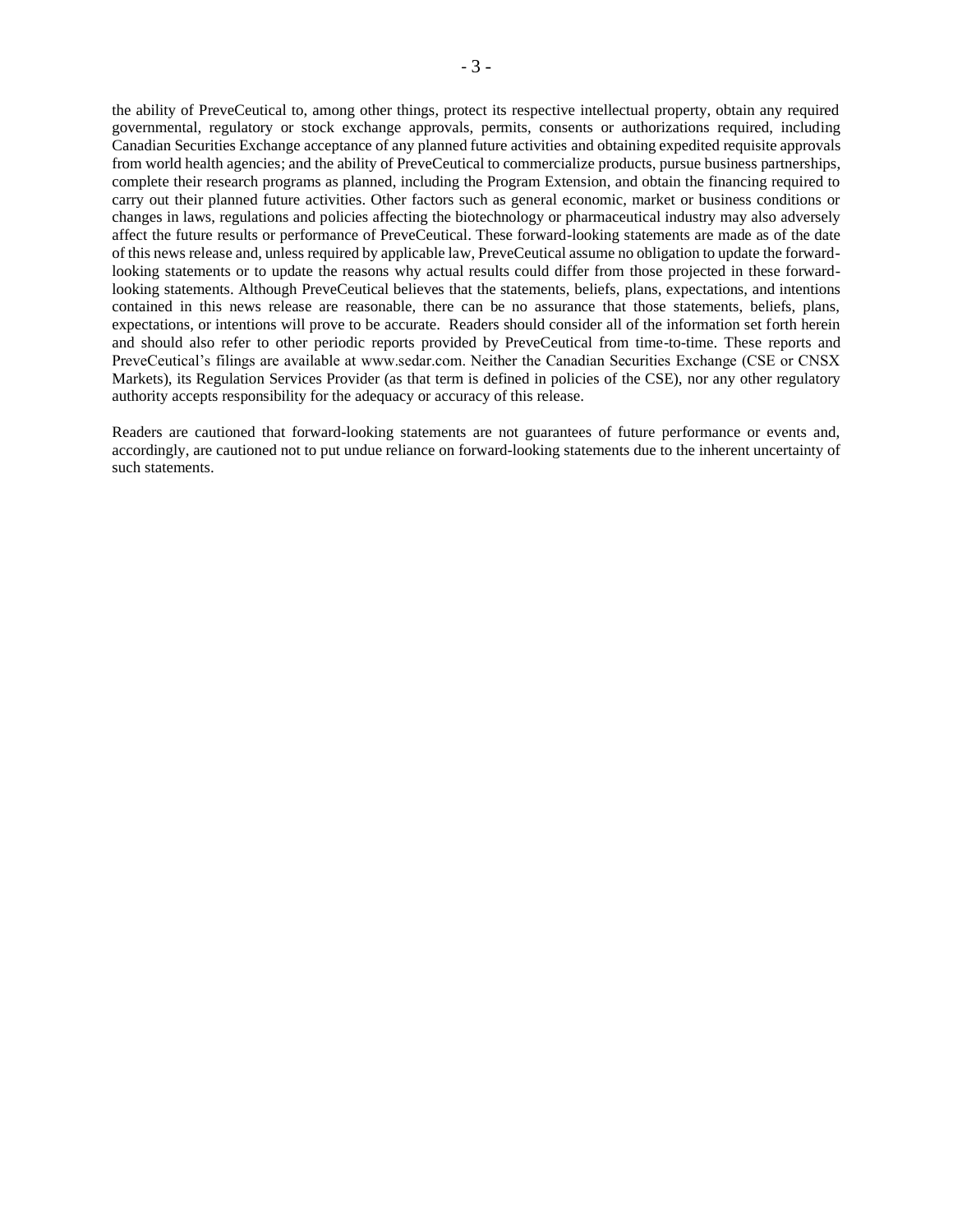the ability of PreveCeutical to, among other things, protect its respective intellectual property, obtain any required governmental, regulatory or stock exchange approvals, permits, consents or authorizations required, including Canadian Securities Exchange acceptance of any planned future activities and obtaining expedited requisite approvals from world health agencies; and the ability of PreveCeutical to commercialize products, pursue business partnerships, complete their research programs as planned, including the Program Extension, and obtain the financing required to carry out their planned future activities. Other factors such as general economic, market or business conditions or changes in laws, regulations and policies affecting the biotechnology or pharmaceutical industry may also adversely affect the future results or performance of PreveCeutical. These forward-looking statements are made as of the date of this news release and, unless required by applicable law, PreveCeutical assume no obligation to update the forward-looking statements or to update the reasons why actual results could differ from those projected in these forward-looking statements. Although PreveCeutical believes that the statements, beliefs, plans, expectations, and intentions contained in this news release are reasonable, there can be no assurance that those statements, beliefs, plans, expectations, or intentions will prove to be accurate. Readers should consider all of the information set forth herein and should also refer to other periodic reports provided by PreveCeutical from time-to-time. These reports and PreveCeutical's filings are available at www.sedar.com. Neither the Canadian Securities Exchange (CSE or CNSX Markets), its Regulation Services Provider (as that term is defined in policies of the CSE), nor any other regulatory authority accepts responsibility for the adequacy or accuracy of this release.

Readers are cautioned that forward-looking statements are not guarantees of future performance or events and, accordingly, are cautioned not to put undue reliance on forward-looking statements due to the inherent uncertainty of such statements.